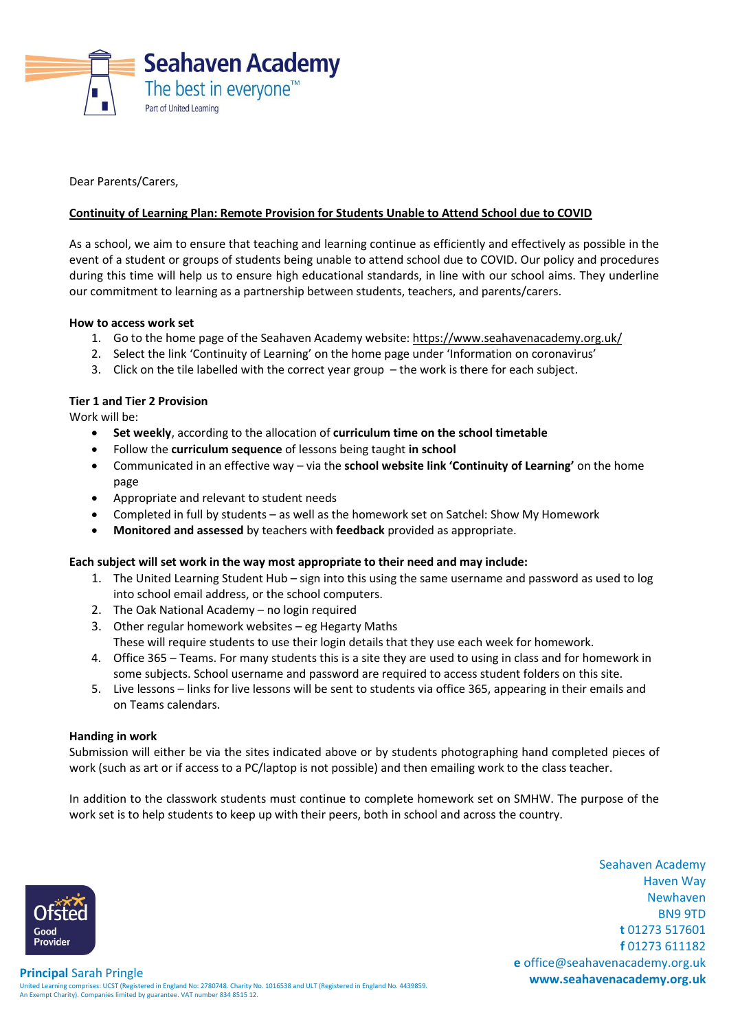Seahaven Academy
The best in everyone™
Part of United Learning

Dear Parents/Carers,

**Continuity of Learning Plan: Remote Provision for Students Unable to Attend School due to COVID**

As a school, we aim to ensure that teaching and learning continue as efficiently and effectively as possible in the event of a student or groups of students being unable to attend school due to COVID. Our policy and procedures during this time will help us to ensure high educational standards, in line with our school aims. They underline our commitment to learning as a partnership between students, teachers, and parents/carers.

**How to access work set**

1. Go to the home page of the Seahaven Academy website: https://www.seahavenacademy.org.uk/
2. Select the link 'Continuity of Learning' on the home page under 'Information on coronavirus'
3. Click on the tile labelled with the correct year group – the work is there for each subject.

**Tier 1 and Tier 2 Provision**

Work will be:

- **Set weekly**, according to the allocation of **curriculum time on the school timetable**
- Follow the **curriculum sequence** of lessons being taught **in school**
- Communicated in an effective way – via the **school website link 'Continuity of Learning'** on the home page
- Appropriate and relevant to student needs
- Completed in full by students – as well as the homework set on Satchel: Show My Homework
- **Monitored and assessed** by teachers with **feedback** provided as appropriate.

**Each subject will set work in the way most appropriate to their need and may include:**

1. The United Learning Student Hub – sign into this using the same username and password as used to log into school email address, or the school computers.
2. The Oak National Academy – no login required
3. Other regular homework websites – eg Hegarty Maths
   These will require students to use their login details that they use each week for homework.
4. Office 365 – Teams. For many students this is a site they are used to using in class and for homework in some subjects. School username and password are required to access student folders on this site.
5. Live lessons – links for live lessons will be sent to students via office 365, appearing in their emails and on Teams calendars.

**Handing in work**

Submission will either be via the sites indicated above or by students photographing hand completed pieces of work (such as art or if access to a PC/laptop is not possible) and then emailing work to the class teacher.

In addition to the classwork students must continue to complete homework set on SMHW. The purpose of the work set is to help students to keep up with their peers, both in school and across the country.

Ofsted Good Provider

**Principal** Sarah Pringle

United Learning comprises: UCST (Registered in England No: 2780748. Charity No. 1016538 and ULT (Registered in England No. 4439859. An Exempt Charity). Companies limited by guarantee. VAT number 834 8515 12.

Seahaven Academy
Haven Way
Newhaven
BN9 9TD
**t** 01273 517601
**f** 01273 611182
**e** office@seahavenacademy.org.uk
**www.seahavenacademy.org.uk**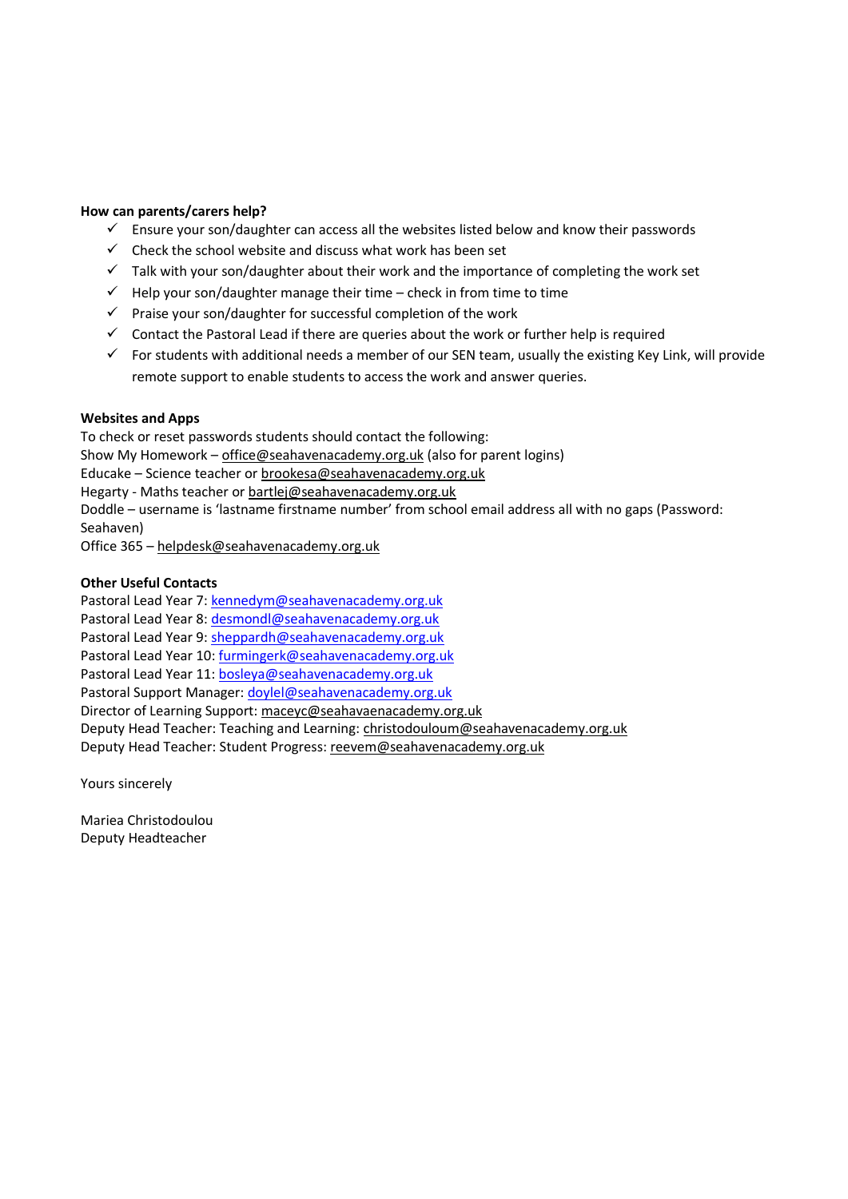**How can parents/carers help?**

- ✓ Ensure your son/daughter can access all the websites listed below and know their passwords
- ✓ Check the school website and discuss what work has been set
- ✓ Talk with your son/daughter about their work and the importance of completing the work set
- ✓ Help your son/daughter manage their time – check in from time to time
- ✓ Praise your son/daughter for successful completion of the work
- ✓ Contact the Pastoral Lead if there are queries about the work or further help is required
- ✓ For students with additional needs a member of our SEN team, usually the existing Key Link, will provide remote support to enable students to access the work and answer queries.

**Websites and Apps**

To check or reset passwords students should contact the following:
Show My Homework – office@seahavenacademy.org.uk (also for parent logins)
Educake – Science teacher or brookesa@seahavenacademy.org.uk
Hegarty - Maths teacher or bartlej@seahavenacademy.org.uk
Doddle – username is 'lastname firstname number' from school email address all with no gaps (Password: Seahaven)
Office 365 – helpdesk@seahavenacademy.org.uk

**Other Useful Contacts**

Pastoral Lead Year 7: kennedym@seahavenacademy.org.uk
Pastoral Lead Year 8: desmondl@seahavenacademy.org.uk
Pastoral Lead Year 9: sheppardh@seahavenacademy.org.uk
Pastoral Lead Year 10: furmingerk@seahavenacademy.org.uk
Pastoral Lead Year 11: bosleya@seahavenacademy.org.uk
Pastoral Support Manager: doylel@seahavenacademy.org.uk
Director of Learning Support: maceyc@seahavaenacademy.org.uk
Deputy Head Teacher: Teaching and Learning: christodouloum@seahavenacademy.org.uk
Deputy Head Teacher: Student Progress: reevem@seahavenacademy.org.uk

Yours sincerely

Mariea Christodoulou
Deputy Headteacher